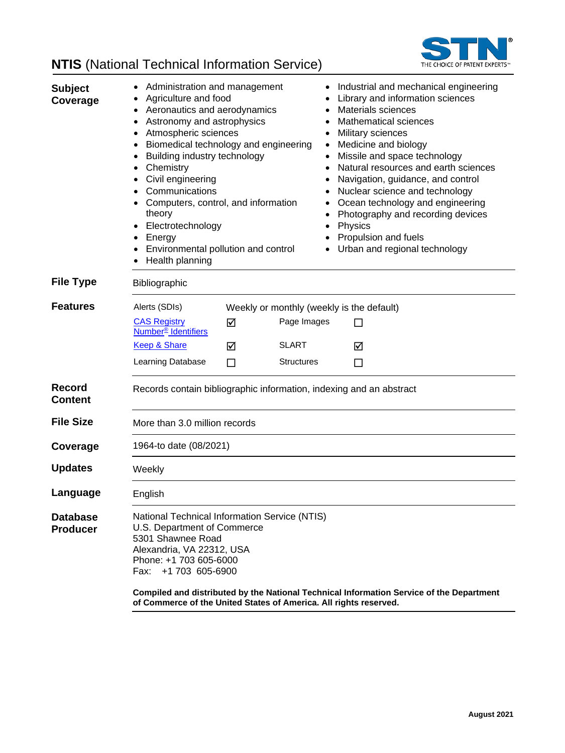# **NTIS** (National Technical Information Service)

**Subject Coverage**

- Administration and management
- Agriculture and food
- Aeronautics and aerodynamics
- Astronomy and astrophysics
- Atmospheric sciences
- Biomedical technology and engineering
- Building industry technology
- Chemistry
- Civil engineering
- Communications
- Computers, control, and information theory
- Electrotechnology
- Energy
- Environmental pollution and control
- Health planning
- Industrial and mechanical engineering
- Library and information sciences
- Materials sciences
- Mathematical sciences
- Military sciences
- Medicine and biology
- Missile and space technology
- Natural resources and earth sciences
- Navigation, guidance, and control
- Nuclear science and technology
- Ocean technology and engineering
- Photography and recording devices
- Physics
- Propulsion and fuels
- Urban and regional technology

**File Type**

Bibliographic

**Features**

| Alerts (SDIs) | Weekly or monthly (weekly is the default) | | |
|---|---|---|---|
| CAS Registry Number® Identifiers | ☑ | Page Images | ☐ |
| Keep & Share | ☑ | SLART | ☑ |
| Learning Database | ☐ | Structures | ☐ |

**Record Content**

Records contain bibliographic information, indexing and an abstract

**File Size**

More than 3.0 million records

**Coverage**

1964-to date (08/2021)

**Updates**

Weekly

**Language**

English

**Database Producer**

National Technical Information Service (NTIS)
U.S. Department of Commerce
5301 Shawnee Road
Alexandria, VA 22312, USA
Phone: +1 703 605-6000
Fax: +1 703 605-6900

**Compiled and distributed by the National Technical Information Service of the Department of Commerce of the United States of America. All rights reserved.**

**August 2021**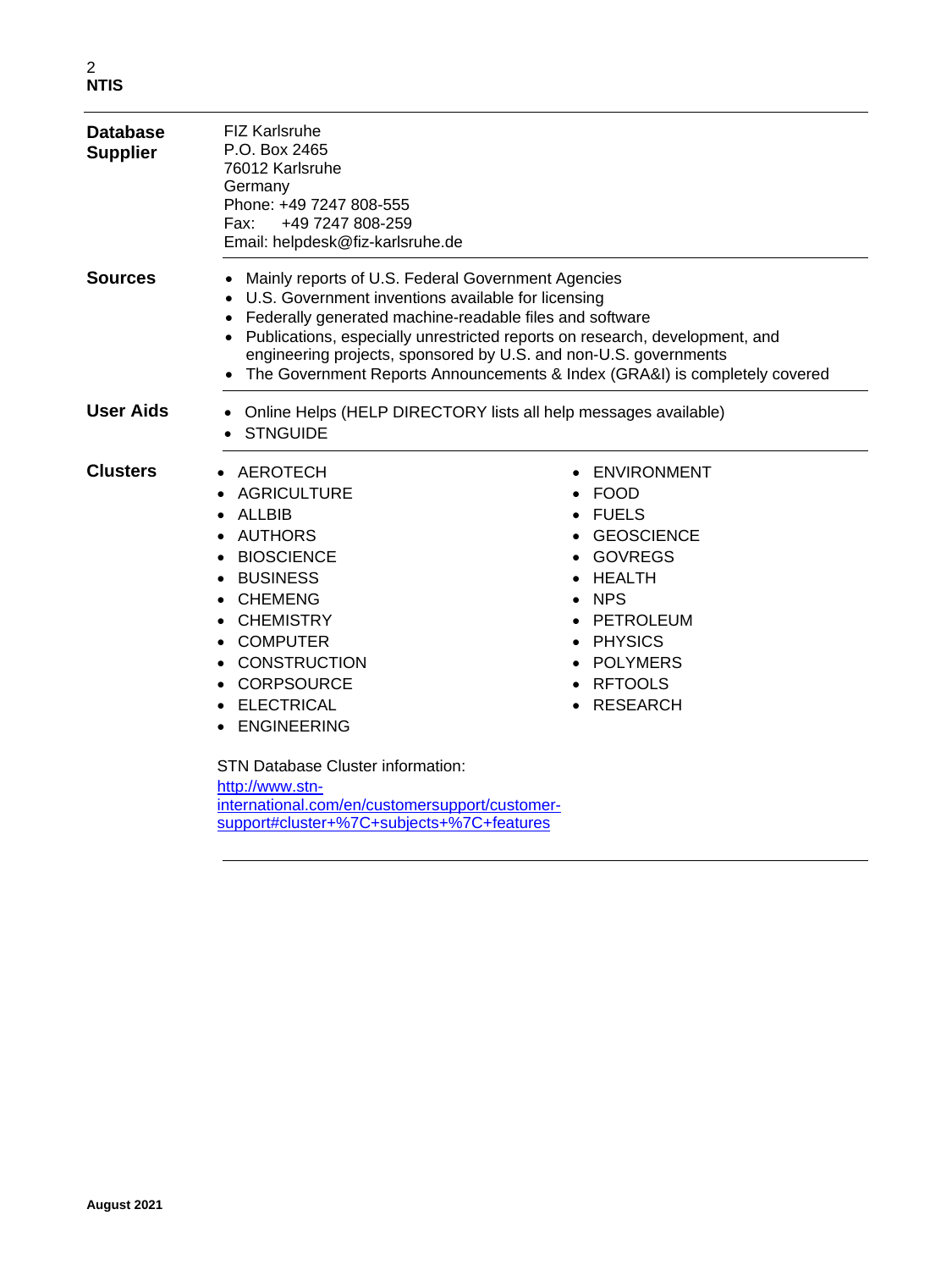### Database Supplier

FIZ Karlsruhe
P.O. Box 2465
76012 Karlsruhe
Germany
Phone: +49 7247 808-555
Fax: +49 7247 808-259
Email: helpdesk@fiz-karlsruhe.de

### Sources

- Mainly reports of U.S. Federal Government Agencies
- U.S. Government inventions available for licensing
- Federally generated machine-readable files and software
- Publications, especially unrestricted reports on research, development, and engineering projects, sponsored by U.S. and non-U.S. governments
- The Government Reports Announcements & Index (GRA&I) is completely covered

### User Aids

- Online Helps (HELP DIRECTORY lists all help messages available)
- STNGUIDE

### Clusters

- AEROTECH
- AGRICULTURE
- ALLBIB
- AUTHORS
- BIOSCIENCE
- BUSINESS
- CHEMENG
- CHEMISTRY
- COMPUTER
- CONSTRUCTION
- CORPSOURCE
- ELECTRICAL
- ENGINEERING
- ENVIRONMENT
- FOOD
- FUELS
- GEOSCIENCE
- GOVREGS
- HEALTH
- NPS
- PETROLEUM
- PHYSICS
- POLYMERS
- RFTOOLS
- RESEARCH

STN Database Cluster information:
[http://www.stn-international.com/en/customersupport/customer-support#cluster+%7C+subjects+%7C+features](http://www.stn-international.com/en/customersupport/customer-support#cluster+%7C+subjects+%7C+features)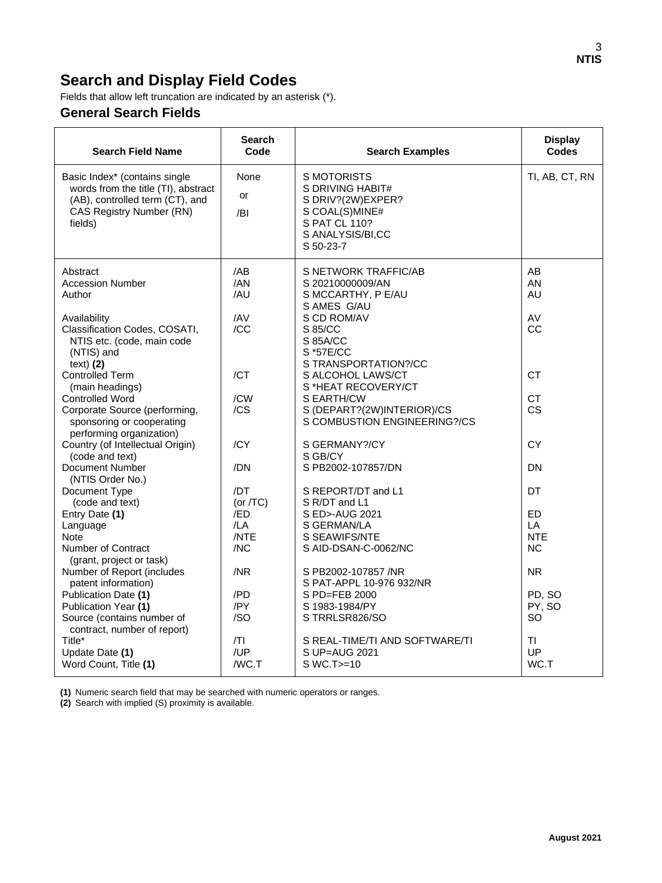## Search and Display Field Codes

Fields that allow left truncation are indicated by an asterisk (*).

### General Search Fields

| Search Field Name | Search Code | Search Examples | Display Codes |
|---|---|---|---|
| Basic Index* (contains single words from the title (TI), abstract (AB), controlled term (CT), and CAS Registry Number (RN) fields) | None or /BI | S MOTORISTS<br>S DRIVING HABIT#<br>S DRIV?(2W)EXPER?<br>S COAL(S)MINE#<br>S PAT CL 110?<br>S ANALYSIS/BI,CC<br>S 50-23-7 | TI, AB, CT, RN |
| Abstract | /AB | S NETWORK TRAFFIC/AB | AB |
| Accession Number | /AN | S 20210000009/AN | AN |
| Author | /AU | S MCCARTHY, P E/AU<br>S AMES G/AU | AU |
| Availability | /AV | S CD ROM/AV | AV |
| Classification Codes, COSATI, NTIS etc. (code, main code (NTIS) and text) **(2)** | /CC | S 85/CC<br>S 85A/CC<br>S *57E/CC<br>S TRANSPORTATION?/CC | CC |
| Controlled Term (main headings) | /CT | S ALCOHOL LAWS/CT<br>S *HEAT RECOVERY/CT | CT |
| Controlled Word | /CW | S EARTH/CW | CT |
| Corporate Source (performing, sponsoring or cooperating performing organization) | /CS | S (DEPART?(2W)INTERIOR)/CS<br>S COMBUSTION ENGINEERING?/CS | CS |
| Country (of Intellectual Origin) (code and text) | /CY | S GERMANY?/CY<br>S GB/CY | CY |
| Document Number (NTIS Order No.) | /DN | S PB2002-107857/DN | DN |
| Document Type (code and text) | /DT (or /TC) | S REPORT/DT and L1<br>S R/DT and L1 | DT |
| Entry Date **(1)** | /ED | S ED>-AUG 2021 | ED |
| Language | /LA | S GERMAN/LA | LA |
| Note | /NTE | S SEAWIFS/NTE | NTE |
| Number of Contract (grant, project or task) | /NC | S AID-DSAN-C-0062/NC | NC |
| Number of Report (includes patent information) | /NR | S PB2002-107857 /NR<br>S PAT-APPL 10-976 932/NR | NR |
| Publication Date **(1)** | /PD | S PD=FEB 2000 | PD, SO |
| Publication Year **(1)** | /PY | S 1983-1984/PY | PY, SO |
| Source (contains number of contract, number of report) | /SO | S TRRLSR826/SO | SO |
| Title* | /TI | S REAL-TIME/TI AND SOFTWARE/TI | TI |
| Update Date **(1)** | /UP | S UP=AUG 2021 | UP |
| Word Count, Title **(1)** | /WC.T | S WC.T>=10 | WC.T |

**(1)** Numeric search field that may be searched with numeric operators or ranges.
**(2)** Search with implied (S) proximity is available.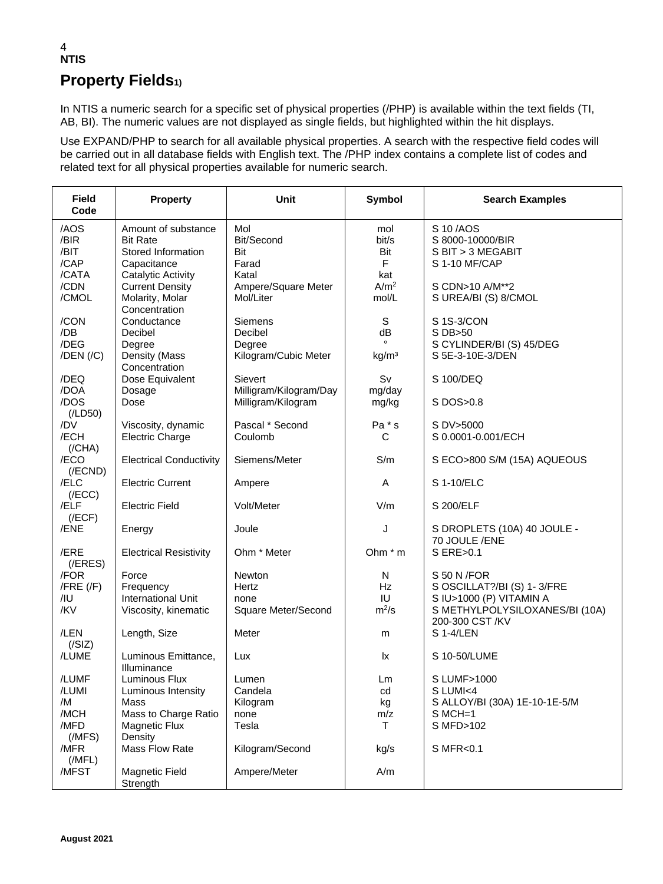**NTIS**

# Property Fields[1)]

In NTIS a numeric search for a specific set of physical properties (/PHP) is available within the text fields (TI, AB, BI). The numeric values are not displayed as single fields, but highlighted within the hit displays.

Use EXPAND/PHP to search for all available physical properties. A search with the respective field codes will be carried out in all database fields with English text. The /PHP index contains a complete list of codes and related text for all physical properties available for numeric search.

| Field Code | Property | Unit | Symbol | Search Examples |
|---|---|---|---|---|
| /AOS | Amount of substance | Mol | mol | S 10 /AOS |
| /BIR | Bit Rate | Bit/Second | bit/s | S 8000-10000/BIR |
| /BIT | Stored Information | Bit | Bit | S BIT > 3 MEGABIT |
| /CAP | Capacitance | Farad | F | S 1-10 MF/CAP |
| /CATA | Catalytic Activity | Katal | kat | |
| /CDN | Current Density | Ampere/Square Meter | $A/m^2$ | S CDN>10 A/M**2 |
| /CMOL | Molarity, Molar Concentration | Mol/Liter | mol/L | S UREA/BI (S) 8/CMOL |
| /CON | Conductance | Siemens | S | S 1S-3/CON |
| /DB | Decibel | Decibel | dB | S DB>50 |
| /DEG | Degree | Degree | ° | S CYLINDER/BI (S) 45/DEG |
| /DEN (/C) | Density (Mass Concentration | Kilogram/Cubic Meter | $kg/m^3$ | S 5E-3-10E-3/DEN |
| /DEQ | Dose Equivalent | Sievert | Sv | S 100/DEQ |
| /DOA | Dosage | Milligram/Kilogram/Day | mg/day | |
| /DOS (/LD50) | Dose | Milligram/Kilogram | mg/kg | S DOS>0.8 |
| /DV | Viscosity, dynamic | Pascal * Second | Pa * s | S DV>5000 |
| /ECH (/CHA) | Electric Charge | Coulomb | C | S 0.0001-0.001/ECH |
| /ECO (/ECND) | Electrical Conductivity | Siemens/Meter | S/m | S ECO>800 S/M (15A) AQUEOUS |
| /ELC (/ECC) | Electric Current | Ampere | A | S 1-10/ELC |
| /ELF (/ECF) | Electric Field | Volt/Meter | V/m | S 200/ELF |
| /ENE | Energy | Joule | J | S DROPLETS (10A) 40 JOULE - 70 JOULE /ENE |
| /ERE (/ERES) | Electrical Resistivity | Ohm * Meter | Ohm * m | S ERE>0.1 |
| /FOR | Force | Newton | N | S 50 N /FOR |
| /FRE (/F) | Frequency | Hertz | Hz | S OSCILLAT?/BI (S) 1- 3/FRE |
| /IU | International Unit | none | IU | S IU>1000 (P) VITAMIN A |
| /KV | Viscosity, kinematic | Square Meter/Second | $m^2/s$ | S METHYLPOLYSILOXANES/BI (10A) 200-300 CST /KV |
| /LEN (/SIZ) | Length, Size | Meter | m | S 1-4/LEN |
| /LUME | Luminous Emittance, Illuminance | Lux | lx | S 10-50/LUME |
| /LUMF | Luminous Flux | Lumen | Lm | S LUMF>1000 |
| /LUMI | Luminous Intensity | Candela | cd | S LUMI<4 |
| /M | Mass | Kilogram | kg | S ALLOY/BI (30A) 1E-10-1E-5/M |
| /MCH | Mass to Charge Ratio | none | m/z | S MCH=1 |
| /MFD (/MFS) | Magnetic Flux Density | Tesla | T | S MFD>102 |
| /MFR (/MFL) | Mass Flow Rate | Kilogram/Second | kg/s | S MFR<0.1 |
| /MFST | Magnetic Field Strength | Ampere/Meter | A/m | |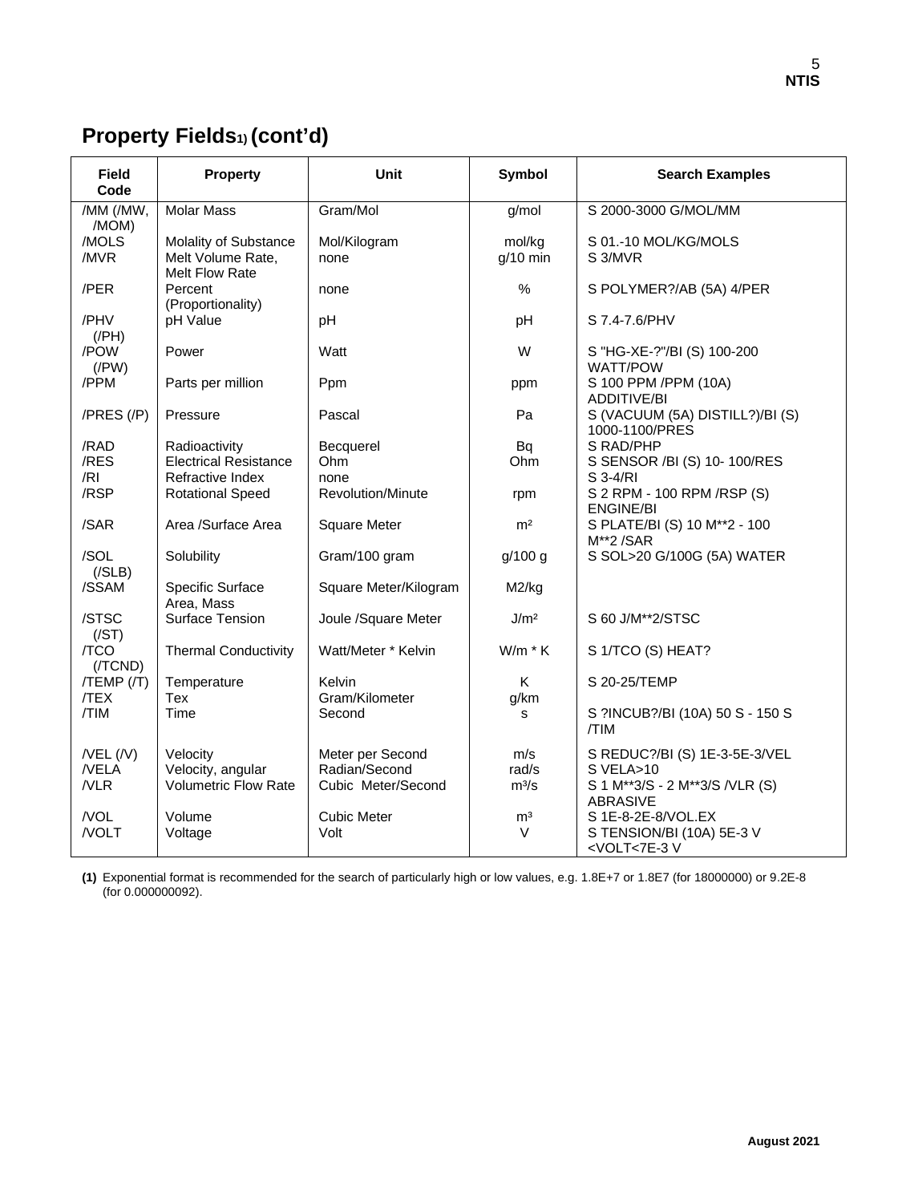## Property Fields[1)] (cont'd)

| Field Code | Property | Unit | Symbol | Search Examples |
|---|---|---|---|---|
| /MM (/MW, /MOM) | Molar Mass | Gram/Mol | g/mol | S 2000-3000 G/MOL/MM |
| /MOLS | Molality of Substance | Mol/Kilogram | mol/kg | S 01.-10 MOL/KG/MOLS |
| /MVR | Melt Volume Rate, Melt Flow Rate | none | g/10 min | S 3/MVR |
| /PER | Percent (Proportionality) | none | % | S POLYMER?/AB (5A) 4/PER |
| /PHV (/PH) | pH Value | pH | pH | S 7.4-7.6/PHV |
| /POW (/PW) | Power | Watt | W | S "HG-XE-?"/BI (S) 100-200 WATT/POW |
| /PPM | Parts per million | Ppm | ppm | S 100 PPM /PPM (10A) ADDITIVE/BI |
| /PRES (/P) | Pressure | Pascal | Pa | S (VACUUM (5A) DISTILL?)/BI (S) 1000-1100/PRES |
| /RAD | Radioactivity | Becquerel | Bq | S RAD/PHP |
| /RES | Electrical Resistance | Ohm | Ohm | S SENSOR /BI (S) 10- 100/RES |
| /RI | Refractive Index | none | | S 3-4/RI |
| /RSP | Rotational Speed | Revolution/Minute | rpm | S 2 RPM - 100 RPM /RSP (S) ENGINE/BI |
| /SAR | Area /Surface Area | Square Meter | m² | S PLATE/BI (S) 10 M**2 - 100 M**2 /SAR |
| /SOL (/SLB) | Solubility | Gram/100 gram | g/100 g | S SOL>20 G/100G (5A) WATER |
| /SSAM | Specific Surface Area, Mass | Square Meter/Kilogram | M2/kg | |
| /STSC (/ST) | Surface Tension | Joule /Square Meter | J/m² | S 60 J/M**2/STSC |
| /TCO (/TCND) | Thermal Conductivity | Watt/Meter * Kelvin | W/m * K | S 1/TCO (S) HEAT? |
| /TEMP (/T) | Temperature | Kelvin | K | S 20-25/TEMP |
| /TEX | Tex | Gram/Kilometer | g/km | |
| /TIM | Time | Second | s | S ?INCUB?/BI (10A) 50 S - 150 S /TIM |
| /VEL (/V) | Velocity | Meter per Second | m/s | S REDUC?/BI (S) 1E-3-5E-3/VEL |
| /VELA | Velocity, angular | Radian/Second | rad/s | S VELA>10 |
| /VLR | Volumetric Flow Rate | Cubic Meter/Second | m³/s | S 1 M**3/S - 2 M**3/S /VLR (S) ABRASIVE |
| /VOL | Volume | Cubic Meter | m³ | S 1E-8-2E-8/VOL.EX |
| /VOLT | Voltage | Volt | V | S TENSION/BI (10A) 5E-3 V <VOLT<7E-3 V |

**(1)** Exponential format is recommended for the search of particularly high or low values, e.g. 1.8E+7 or 1.8E7 (for 18000000) or 9.2E-8 (for 0.000000092).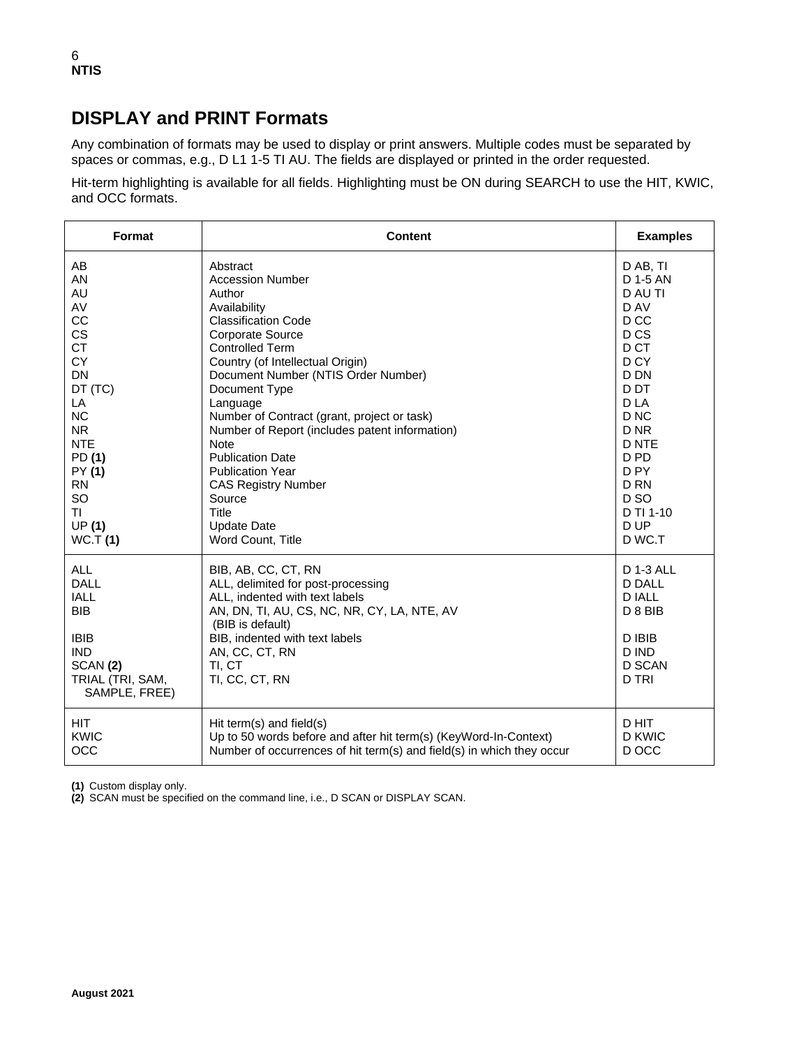## DISPLAY and PRINT Formats

Any combination of formats may be used to display or print answers. Multiple codes must be separated by spaces or commas, e.g., D L1 1-5 TI AU. The fields are displayed or printed in the order requested.

Hit-term highlighting is available for all fields. Highlighting must be ON during SEARCH to use the HIT, KWIC, and OCC formats.

| Format | Content | Examples |
|---|---|---|
| AB | Abstract | D AB, TI |
| AN | Accession Number | D 1-5 AN |
| AU | Author | D AU TI |
| AV | Availability | D AV |
| CC | Classification Code | D CC |
| CS | Corporate Source | D CS |
| CT | Controlled Term | D CT |
| CY | Country (of Intellectual Origin) | D CY |
| DN | Document Number (NTIS Order Number) | D DN |
| DT (TC) | Document Type | D DT |
| LA | Language | D LA |
| NC | Number of Contract (grant, project or task) | D NC |
| NR | Number of Report (includes patent information) | D NR |
| NTE | Note | D NTE |
| PD **(1)** | Publication Date | D PD |
| PY **(1)** | Publication Year | D PY |
| RN | CAS Registry Number | D RN |
| SO | Source | D SO |
| TI | Title | D TI 1-10 |
| UP **(1)** | Update Date | D UP |
| WC.T **(1)** | Word Count, Title | D WC.T |
| ALL | BIB, AB, CC, CT, RN | D 1-3 ALL |
| DALL | ALL, delimited for post-processing | D DALL |
| IALL | ALL, indented with text labels | D IALL |
| BIB | AN, DN, TI, AU, CS, NC, NR, CY, LA, NTE, AV (BIB is default) | D 8 BIB |
| IBIB | BIB, indented with text labels | D IBIB |
| IND | AN, CC, CT, RN | D IND |
| SCAN **(2)** | TI, CT | D SCAN |
| TRIAL (TRI, SAM, SAMPLE, FREE) | TI, CC, CT, RN | D TRI |
| HIT | Hit term(s) and field(s) | D HIT |
| KWIC | Up to 50 words before and after hit term(s) (KeyWord-In-Context) | D KWIC |
| OCC | Number of occurrences of hit term(s) and field(s) in which they occur | D OCC |

**(1)** Custom display only.
**(2)** SCAN must be specified on the command line, i.e., D SCAN or DISPLAY SCAN.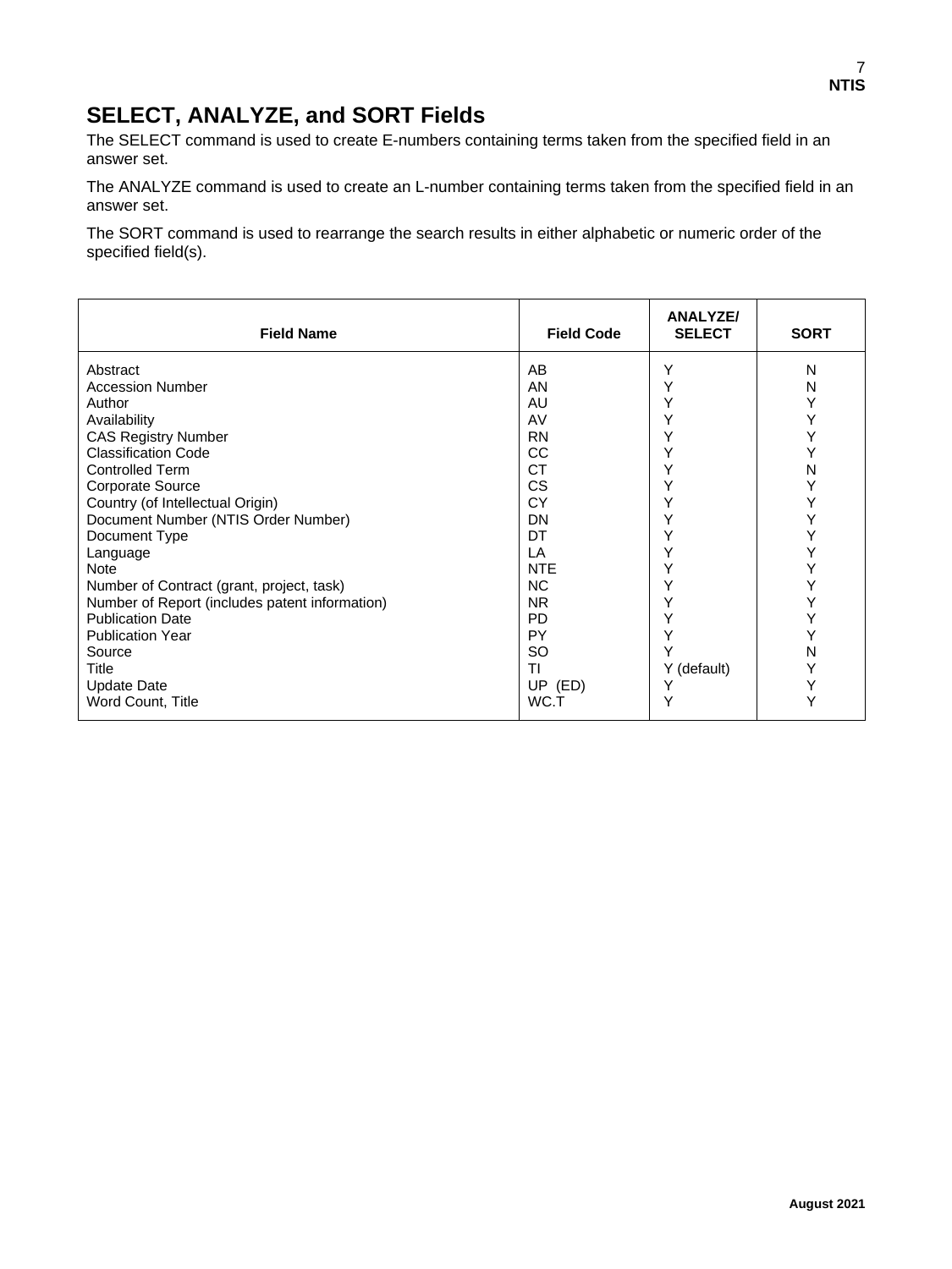## SELECT, ANALYZE, and SORT Fields

The SELECT command is used to create E-numbers containing terms taken from the specified field in an answer set.

The ANALYZE command is used to create an L-number containing terms taken from the specified field in an answer set.

The SORT command is used to rearrange the search results in either alphabetic or numeric order of the specified field(s).

| Field Name | Field Code | ANALYZE/ SELECT | SORT |
|---|---|---|---|
| Abstract | AB | Y | N |
| Accession Number | AN | Y | N |
| Author | AU | Y | Y |
| Availability | AV | Y | Y |
| CAS Registry Number | RN | Y | Y |
| Classification Code | CC | Y | Y |
| Controlled Term | CT | Y | N |
| Corporate Source | CS | Y | Y |
| Country (of Intellectual Origin) | CY | Y | Y |
| Document Number (NTIS Order Number) | DN | Y | Y |
| Document Type | DT | Y | Y |
| Language | LA | Y | Y |
| Note | NTE | Y | Y |
| Number of Contract (grant, project, task) | NC | Y | Y |
| Number of Report (includes patent information) | NR | Y | Y |
| Publication Date | PD | Y | Y |
| Publication Year | PY | Y | Y |
| Source | SO | Y | N |
| Title | TI | Y (default) | Y |
| Update Date | UP (ED) | Y | Y |
| Word Count, Title | WC.T | Y | Y |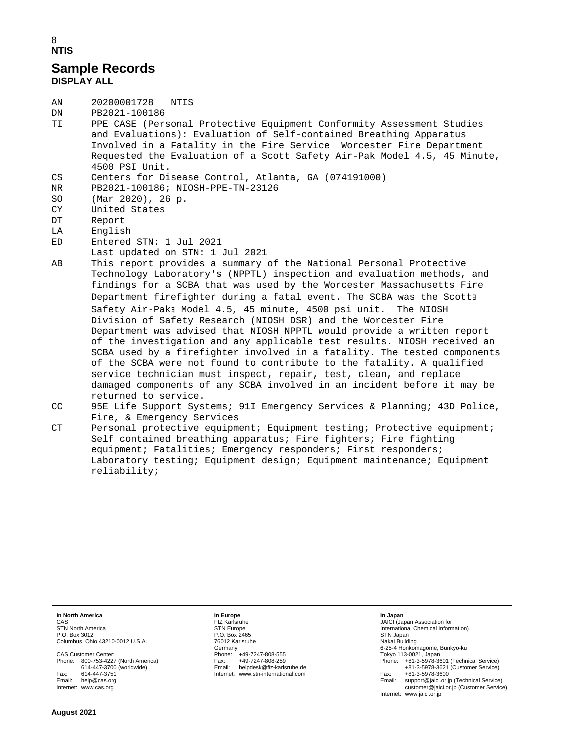**NTIS**

## Sample Records

**DISPLAY ALL**

```
AN     20200001728   NTIS
DN     PB2021-100186
TI     PPE CASE (Personal Protective Equipment Conformity Assessment Studies
       and Evaluations): Evaluation of Self-contained Breathing Apparatus
       Involved in a Fatality in the Fire Service  Worcester Fire Department
       Requested the Evaluation of a Scott Safety Air-Pak Model 4.5, 45 Minute,
       4500 PSI Unit.
CS     Centers for Disease Control, Atlanta, GA (074191000)
NR     PB2021-100186; NIOSH-PPE-TN-23126
SO     (Mar 2020), 26 p.
CY     United States
DT     Report
LA     English
ED     Entered STN: 1 Jul 2021
       Last updated on STN: 1 Jul 2021
AB     This report provides a summary of the National Personal Protective
       Technology Laboratory's (NPPTL) inspection and evaluation methods, and
       findings for a SCBA that was used by the Worcester Massachusetts Fire
       Department firefighter during a fatal event. The SCBA was the Scottᴲ
       Safety Air-Pakᴲ Model 4.5, 45 minute, 4500 psi unit.  The NIOSH
       Division of Safety Research (NIOSH DSR) and the Worcester Fire
       Department was advised that NIOSH NPPTL would provide a written report
       of the investigation and any applicable test results. NIOSH received an
       SCBA used by a firefighter involved in a fatality. The tested components
       of the SCBA were not found to contribute to the fatality. A qualified
       service technician must inspect, repair, test, clean, and replace
       damaged components of any SCBA involved in an incident before it may be
       returned to service.
CC     95E Life Support Systems; 91I Emergency Services & Planning; 43D Police,
       Fire, & Emergency Services
CT     Personal protective equipment; Equipment testing; Protective equipment;
       Self contained breathing apparatus; Fire fighters; Fire fighting
       equipment; Fatalities; Emergency responders; First responders;
       Laboratory testing; Equipment design; Equipment maintenance; Equipment
       reliability;
```

**In North America**
CAS
STN North America
P.O. Box 3012
Columbus, Ohio 43210-0012 U.S.A.

CAS Customer Center:
Phone: 800-753-4227 (North America)
614-447-3700 (worldwide)
Fax: 614-447-3751
Email: help@cas.org
Internet: www.cas.org

**In Europe**
FIZ Karlsruhe
STN Europe
P.O. Box 2465
76012 Karlsruhe
Germany
Phone: +49-7247-808-555
Fax: +49-7247-808-259
Email: helpdesk@fiz-karlsruhe.de
Internet: www.stn-international.com

**In Japan**
JAICI (Japan Association for International Chemical Information)
STN Japan
Nakai Building
6-25-4 Honkomagome, Bunkyo-ku
Tokyo 113-0021, Japan
Phone: +81-3-5978-3601 (Technical Service)
+81-3-5978-3621 (Customer Service)
Fax: +81-3-5978-3600
Email: support@jaici.or.jp (Technical Service)
customer@jaici.or.jp (Customer Service)
Internet: www.jaici.or.jp

**August 2021**